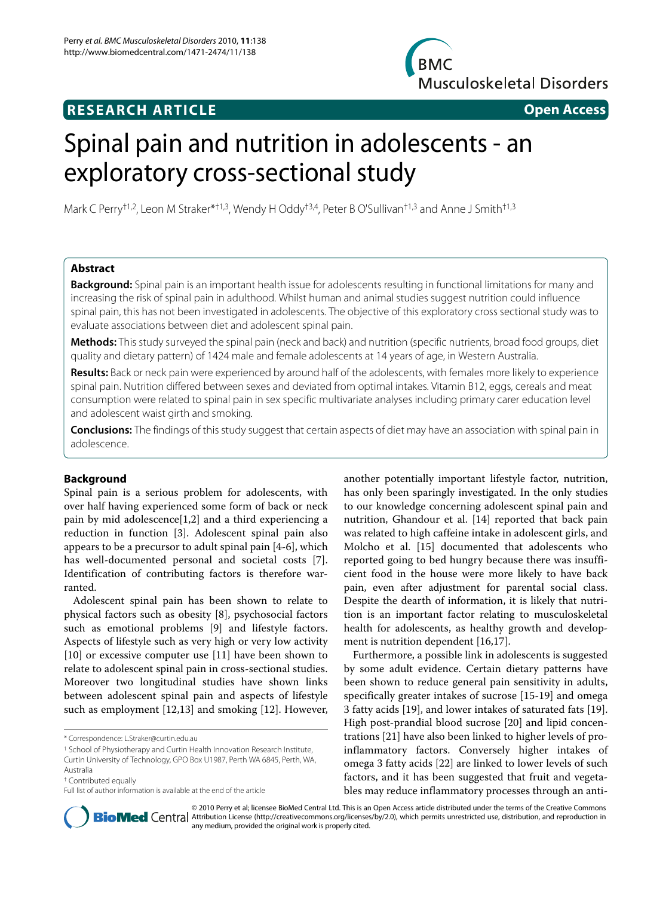**RESEARCH ARTICLE** **Open Access**

# Spinal pain and nutrition in adolescents - an exploratory cross-sectional study

Mark C Perry[†1,2], Leon M Straker*[†1,3], Wendy H Oddy[†3,4], Peter B O'Sullivan[†1,3] and Anne J Smith[†1,3]

## Abstract

**Background:** Spinal pain is an important health issue for adolescents resulting in functional limitations for many and increasing the risk of spinal pain in adulthood. Whilst human and animal studies suggest nutrition could influence spinal pain, this has not been investigated in adolescents. The objective of this exploratory cross sectional study was to evaluate associations between diet and adolescent spinal pain.

**Methods:** This study surveyed the spinal pain (neck and back) and nutrition (specific nutrients, broad food groups, diet quality and dietary pattern) of 1424 male and female adolescents at 14 years of age, in Western Australia.

**Results:** Back or neck pain were experienced by around half of the adolescents, with females more likely to experience spinal pain. Nutrition differed between sexes and deviated from optimal intakes. Vitamin B12, eggs, cereals and meat consumption were related to spinal pain in sex specific multivariate analyses including primary carer education level and adolescent waist girth and smoking.

**Conclusions:** The findings of this study suggest that certain aspects of diet may have an association with spinal pain in adolescence.

## Background

Spinal pain is a serious problem for adolescents, with over half having experienced some form of back or neck pain by mid adolescence[1,2] and a third experiencing a reduction in function [3]. Adolescent spinal pain also appears to be a precursor to adult spinal pain [4-6], which has well-documented personal and societal costs [7]. Identification of contributing factors is therefore warranted.

Adolescent spinal pain has been shown to relate to physical factors such as obesity [8], psychosocial factors such as emotional problems [9] and lifestyle factors. Aspects of lifestyle such as very high or very low activity [10] or excessive computer use [11] have been shown to relate to adolescent spinal pain in cross-sectional studies. Moreover two longitudinal studies have shown links between adolescent spinal pain and aspects of lifestyle such as employment [12,13] and smoking [12]. However, another potentially important lifestyle factor, nutrition, has only been sparingly investigated. In the only studies to our knowledge concerning adolescent spinal pain and nutrition, Ghandour et al. [14] reported that back pain was related to high caffeine intake in adolescent girls, and Molcho et al. [15] documented that adolescents who reported going to bed hungry because there was insufficient food in the house were more likely to have back pain, even after adjustment for parental social class. Despite the dearth of information, it is likely that nutrition is an important factor relating to musculoskeletal health for adolescents, as healthy growth and development is nutrition dependent [16,17].

Furthermore, a possible link in adolescents is suggested by some adult evidence. Certain dietary patterns have been shown to reduce general pain sensitivity in adults, specifically greater intakes of sucrose [15-19] and omega 3 fatty acids [19], and lower intakes of saturated fats [19]. High post-prandial blood sucrose [20] and lipid concentrations [21] have also been linked to higher levels of pro-inflammatory factors. Conversely higher intakes of omega 3 fatty acids [22] are linked to lower levels of such factors, and it has been suggested that fruit and vegetables may reduce inflammatory processes through an anti-

\* Correspondence: L.Straker@curtin.edu.au

[1] School of Physiotherapy and Curtin Health Innovation Research Institute, Curtin University of Technology, GPO Box U1987, Perth WA 6845, Perth, WA, Australia

† Contributed equally

Full list of author information is available at the end of the article

© 2010 Perry et al; licensee BioMed Central Ltd. This is an Open Access article distributed under the terms of the Creative Commons Attribution License (http://creativecommons.org/licenses/by/2.0), which permits unrestricted use, distribution, and reproduction in any medium, provided the original work is properly cited.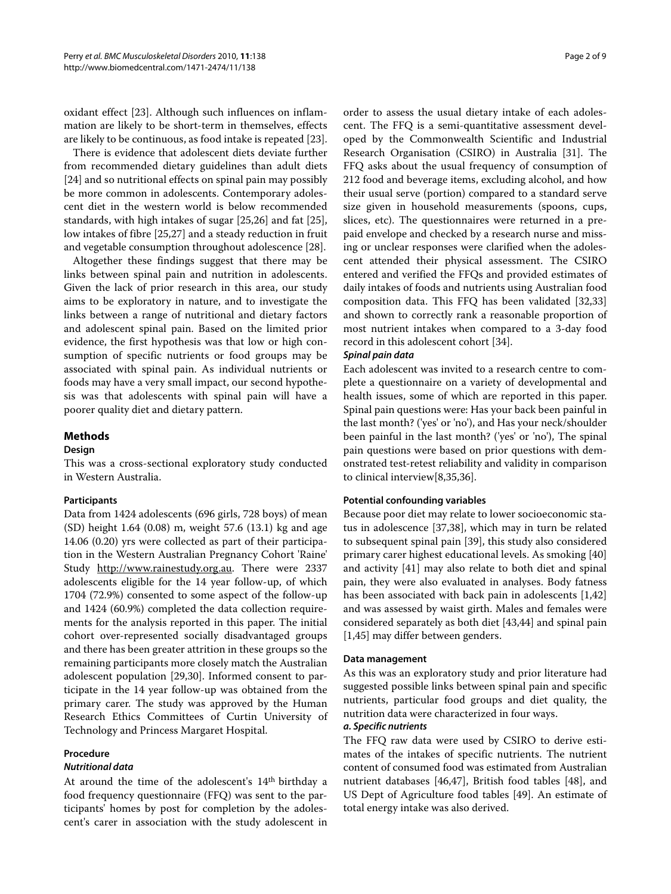oxidant effect [23]. Although such influences on inflammation are likely to be short-term in themselves, effects are likely to be continuous, as food intake is repeated [23].

There is evidence that adolescent diets deviate further from recommended dietary guidelines than adult diets [24] and so nutritional effects on spinal pain may possibly be more common in adolescents. Contemporary adolescent diet in the western world is below recommended standards, with high intakes of sugar [25,26] and fat [25], low intakes of fibre [25,27] and a steady reduction in fruit and vegetable consumption throughout adolescence [28].

Altogether these findings suggest that there may be links between spinal pain and nutrition in adolescents. Given the lack of prior research in this area, our study aims to be exploratory in nature, and to investigate the links between a range of nutritional and dietary factors and adolescent spinal pain. Based on the limited prior evidence, the first hypothesis was that low or high consumption of specific nutrients or food groups may be associated with spinal pain. As individual nutrients or foods may have a very small impact, our second hypothesis was that adolescents with spinal pain will have a poorer quality diet and dietary pattern.

## Methods

### Design

This was a cross-sectional exploratory study conducted in Western Australia.

### Participants

Data from 1424 adolescents (696 girls, 728 boys) of mean (SD) height 1.64 (0.08) m, weight 57.6 (13.1) kg and age 14.06 (0.20) yrs were collected as part of their participation in the Western Australian Pregnancy Cohort 'Raine' Study http://www.rainestudy.org.au. There were 2337 adolescents eligible for the 14 year follow-up, of which 1704 (72.9%) consented to some aspect of the follow-up and 1424 (60.9%) completed the data collection requirements for the analysis reported in this paper. The initial cohort over-represented socially disadvantaged groups and there has been greater attrition in these groups so the remaining participants more closely match the Australian adolescent population [29,30]. Informed consent to participate in the 14 year follow-up was obtained from the primary carer. The study was approved by the Human Research Ethics Committees of Curtin University of Technology and Princess Margaret Hospital.

### Procedure

#### *Nutritional data*

At around the time of the adolescent's 14th birthday a food frequency questionnaire (FFQ) was sent to the participants' homes by post for completion by the adolescent's carer in association with the study adolescent in order to assess the usual dietary intake of each adolescent. The FFQ is a semi-quantitative assessment developed by the Commonwealth Scientific and Industrial Research Organisation (CSIRO) in Australia [31]. The FFQ asks about the usual frequency of consumption of 212 food and beverage items, excluding alcohol, and how their usual serve (portion) compared to a standard serve size given in household measurements (spoons, cups, slices, etc). The questionnaires were returned in a prepaid envelope and checked by a research nurse and missing or unclear responses were clarified when the adolescent attended their physical assessment. The CSIRO entered and verified the FFQs and provided estimates of daily intakes of foods and nutrients using Australian food composition data. This FFQ has been validated [32,33] and shown to correctly rank a reasonable proportion of most nutrient intakes when compared to a 3-day food record in this adolescent cohort [34].

#### *Spinal pain data*

Each adolescent was invited to a research centre to complete a questionnaire on a variety of developmental and health issues, some of which are reported in this paper. Spinal pain questions were: Has your back been painful in the last month? ('yes' or 'no'), and Has your neck/shoulder been painful in the last month? ('yes' or 'no'), The spinal pain questions were based on prior questions with demonstrated test-retest reliability and validity in comparison to clinical interview[8,35,36].

### Potential confounding variables

Because poor diet may relate to lower socioeconomic status in adolescence [37,38], which may in turn be related to subsequent spinal pain [39], this study also considered primary carer highest educational levels. As smoking [40] and activity [41] may also relate to both diet and spinal pain, they were also evaluated in analyses. Body fatness has been associated with back pain in adolescents [1,42] and was assessed by waist girth. Males and females were considered separately as both diet [43,44] and spinal pain [1,45] may differ between genders.

### Data management

As this was an exploratory study and prior literature had suggested possible links between spinal pain and specific nutrients, particular food groups and diet quality, the nutrition data were characterized in four ways.

#### *a. Specific nutrients*

The FFQ raw data were used by CSIRO to derive estimates of the intakes of specific nutrients. The nutrient content of consumed food was estimated from Australian nutrient databases [46,47], British food tables [48], and US Dept of Agriculture food tables [49]. An estimate of total energy intake was also derived.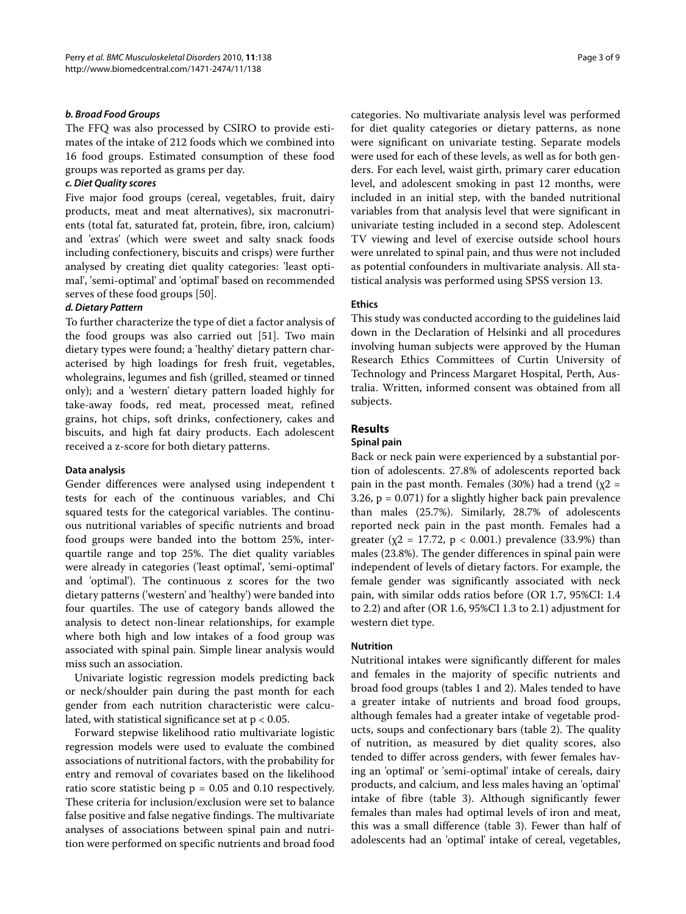#### *b. Broad Food Groups*

The FFQ was also processed by CSIRO to provide estimates of the intake of 212 foods which we combined into 16 food groups. Estimated consumption of these food groups was reported as grams per day.

#### *c. Diet Quality scores*

Five major food groups (cereal, vegetables, fruit, dairy products, meat and meat alternatives), six macronutrients (total fat, saturated fat, protein, fibre, iron, calcium) and 'extras' (which were sweet and salty snack foods including confectionery, biscuits and crisps) were further analysed by creating diet quality categories: 'least optimal', 'semi-optimal' and 'optimal' based on recommended serves of these food groups [50].

#### *d. Dietary Pattern*

To further characterize the type of diet a factor analysis of the food groups was also carried out [51]. Two main dietary types were found; a 'healthy' dietary pattern characterised by high loadings for fresh fruit, vegetables, wholegrains, legumes and fish (grilled, steamed or tinned only); and a 'western' dietary pattern loaded highly for take-away foods, red meat, processed meat, refined grains, hot chips, soft drinks, confectionery, cakes and biscuits, and high fat dairy products. Each adolescent received a z-score for both dietary patterns.

### Data analysis

Gender differences were analysed using independent t tests for each of the continuous variables, and Chi squared tests for the categorical variables. The continuous nutritional variables of specific nutrients and broad food groups were banded into the bottom 25%, interquartile range and top 25%. The diet quality variables were already in categories ('least optimal', 'semi-optimal' and 'optimal'). The continuous z scores for the two dietary patterns ('western' and 'healthy') were banded into four quartiles. The use of category bands allowed the analysis to detect non-linear relationships, for example where both high and low intakes of a food group was associated with spinal pain. Simple linear analysis would miss such an association.

Univariate logistic regression models predicting back or neck/shoulder pain during the past month for each gender from each nutrition characteristic were calculated, with statistical significance set at $p < 0.05$.

Forward stepwise likelihood ratio multivariate logistic regression models were used to evaluate the combined associations of nutritional factors, with the probability for entry and removal of covariates based on the likelihood ratio score statistic being $p = 0.05$ and $0.10$ respectively. These criteria for inclusion/exclusion were set to balance false positive and false negative findings. The multivariate analyses of associations between spinal pain and nutrition were performed on specific nutrients and broad food categories. No multivariate analysis level was performed for diet quality categories or dietary patterns, as none were significant on univariate testing. Separate models were used for each of these levels, as well as for both genders. For each level, waist girth, primary carer education level, and adolescent smoking in past 12 months, were included in an initial step, with the banded nutritional variables from that analysis level that were significant in univariate testing included in a second step. Adolescent TV viewing and level of exercise outside school hours were unrelated to spinal pain, and thus were not included as potential confounders in multivariate analysis. All statistical analysis was performed using SPSS version 13.

### Ethics

This study was conducted according to the guidelines laid down in the Declaration of Helsinki and all procedures involving human subjects were approved by the Human Research Ethics Committees of Curtin University of Technology and Princess Margaret Hospital, Perth, Australia. Written, informed consent was obtained from all subjects.

## Results

### Spinal pain

Back or neck pain were experienced by a substantial portion of adolescents. 27.8% of adolescents reported back pain in the past month. Females (30%) had a trend ($\chi2 = 3.26$, $p = 0.071$) for a slightly higher back pain prevalence than males (25.7%). Similarly, 28.7% of adolescents reported neck pain in the past month. Females had a greater ($\chi2 = 17.72$, $p < 0.001$.) prevalence (33.9%) than males (23.8%). The gender differences in spinal pain were independent of levels of dietary factors. For example, the female gender was significantly associated with neck pain, with similar odds ratios before (OR 1.7, 95%CI: 1.4 to 2.2) and after (OR 1.6, 95%CI 1.3 to 2.1) adjustment for western diet type.

### Nutrition

Nutritional intakes were significantly different for males and females in the majority of specific nutrients and broad food groups (tables 1 and 2). Males tended to have a greater intake of nutrients and broad food groups, although females had a greater intake of vegetable products, soups and confectionary bars (table 2). The quality of nutrition, as measured by diet quality scores, also tended to differ across genders, with fewer females having an 'optimal' or 'semi-optimal' intake of cereals, dairy products, and calcium, and less males having an 'optimal' intake of fibre (table 3). Although significantly fewer females than males had optimal levels of iron and meat, this was a small difference (table 3). Fewer than half of adolescents had an 'optimal' intake of cereal, vegetables,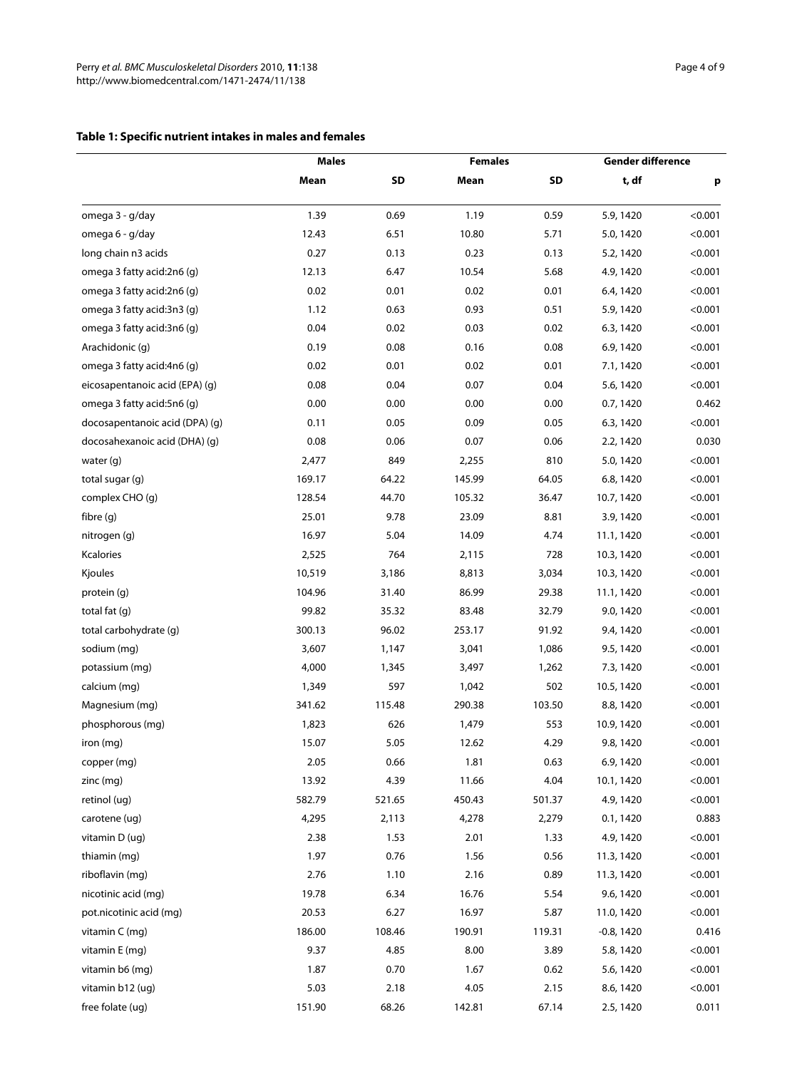**Table 1: Specific nutrient intakes in males and females**

| | Males | | Females | | Gender difference | |
|---|---|---|---|---|---|---|
| | Mean | SD | Mean | SD | t, df | p |
| omega 3 - g/day | 1.39 | 0.69 | 1.19 | 0.59 | 5.9, 1420 | <0.001 |
| omega 6 - g/day | 12.43 | 6.51 | 10.80 | 5.71 | 5.0, 1420 | <0.001 |
| long chain n3 acids | 0.27 | 0.13 | 0.23 | 0.13 | 5.2, 1420 | <0.001 |
| omega 3 fatty acid:2n6 (g) | 12.13 | 6.47 | 10.54 | 5.68 | 4.9, 1420 | <0.001 |
| omega 3 fatty acid:2n6 (g) | 0.02 | 0.01 | 0.02 | 0.01 | 6.4, 1420 | <0.001 |
| omega 3 fatty acid:3n3 (g) | 1.12 | 0.63 | 0.93 | 0.51 | 5.9, 1420 | <0.001 |
| omega 3 fatty acid:3n6 (g) | 0.04 | 0.02 | 0.03 | 0.02 | 6.3, 1420 | <0.001 |
| Arachidonic (g) | 0.19 | 0.08 | 0.16 | 0.08 | 6.9, 1420 | <0.001 |
| omega 3 fatty acid:4n6 (g) | 0.02 | 0.01 | 0.02 | 0.01 | 7.1, 1420 | <0.001 |
| eicosapentanoic acid (EPA) (g) | 0.08 | 0.04 | 0.07 | 0.04 | 5.6, 1420 | <0.001 |
| omega 3 fatty acid:5n6 (g) | 0.00 | 0.00 | 0.00 | 0.00 | 0.7, 1420 | 0.462 |
| docosapentanoic acid (DPA) (g) | 0.11 | 0.05 | 0.09 | 0.05 | 6.3, 1420 | <0.001 |
| docosahexanoic acid (DHA) (g) | 0.08 | 0.06 | 0.07 | 0.06 | 2.2, 1420 | 0.030 |
| water (g) | 2,477 | 849 | 2,255 | 810 | 5.0, 1420 | <0.001 |
| total sugar (g) | 169.17 | 64.22 | 145.99 | 64.05 | 6.8, 1420 | <0.001 |
| complex CHO (g) | 128.54 | 44.70 | 105.32 | 36.47 | 10.7, 1420 | <0.001 |
| fibre (g) | 25.01 | 9.78 | 23.09 | 8.81 | 3.9, 1420 | <0.001 |
| nitrogen (g) | 16.97 | 5.04 | 14.09 | 4.74 | 11.1, 1420 | <0.001 |
| Kcalories | 2,525 | 764 | 2,115 | 728 | 10.3, 1420 | <0.001 |
| Kjoules | 10,519 | 3,186 | 8,813 | 3,034 | 10.3, 1420 | <0.001 |
| protein (g) | 104.96 | 31.40 | 86.99 | 29.38 | 11.1, 1420 | <0.001 |
| total fat (g) | 99.82 | 35.32 | 83.48 | 32.79 | 9.0, 1420 | <0.001 |
| total carbohydrate (g) | 300.13 | 96.02 | 253.17 | 91.92 | 9.4, 1420 | <0.001 |
| sodium (mg) | 3,607 | 1,147 | 3,041 | 1,086 | 9.5, 1420 | <0.001 |
| potassium (mg) | 4,000 | 1,345 | 3,497 | 1,262 | 7.3, 1420 | <0.001 |
| calcium (mg) | 1,349 | 597 | 1,042 | 502 | 10.5, 1420 | <0.001 |
| Magnesium (mg) | 341.62 | 115.48 | 290.38 | 103.50 | 8.8, 1420 | <0.001 |
| phosphorous (mg) | 1,823 | 626 | 1,479 | 553 | 10.9, 1420 | <0.001 |
| iron (mg) | 15.07 | 5.05 | 12.62 | 4.29 | 9.8, 1420 | <0.001 |
| copper (mg) | 2.05 | 0.66 | 1.81 | 0.63 | 6.9, 1420 | <0.001 |
| zinc (mg) | 13.92 | 4.39 | 11.66 | 4.04 | 10.1, 1420 | <0.001 |
| retinol (ug) | 582.79 | 521.65 | 450.43 | 501.37 | 4.9, 1420 | <0.001 |
| carotene (ug) | 4,295 | 2,113 | 4,278 | 2,279 | 0.1, 1420 | 0.883 |
| vitamin D (ug) | 2.38 | 1.53 | 2.01 | 1.33 | 4.9, 1420 | <0.001 |
| thiamin (mg) | 1.97 | 0.76 | 1.56 | 0.56 | 11.3, 1420 | <0.001 |
| riboflavin (mg) | 2.76 | 1.10 | 2.16 | 0.89 | 11.3, 1420 | <0.001 |
| nicotinic acid (mg) | 19.78 | 6.34 | 16.76 | 5.54 | 9.6, 1420 | <0.001 |
| pot.nicotinic acid (mg) | 20.53 | 6.27 | 16.97 | 5.87 | 11.0, 1420 | <0.001 |
| vitamin C (mg) | 186.00 | 108.46 | 190.91 | 119.31 | -0.8, 1420 | 0.416 |
| vitamin E (mg) | 9.37 | 4.85 | 8.00 | 3.89 | 5.8, 1420 | <0.001 |
| vitamin b6 (mg) | 1.87 | 0.70 | 1.67 | 0.62 | 5.6, 1420 | <0.001 |
| vitamin b12 (ug) | 5.03 | 2.18 | 4.05 | 2.15 | 8.6, 1420 | <0.001 |
| free folate (ug) | 151.90 | 68.26 | 142.81 | 67.14 | 2.5, 1420 | 0.011 |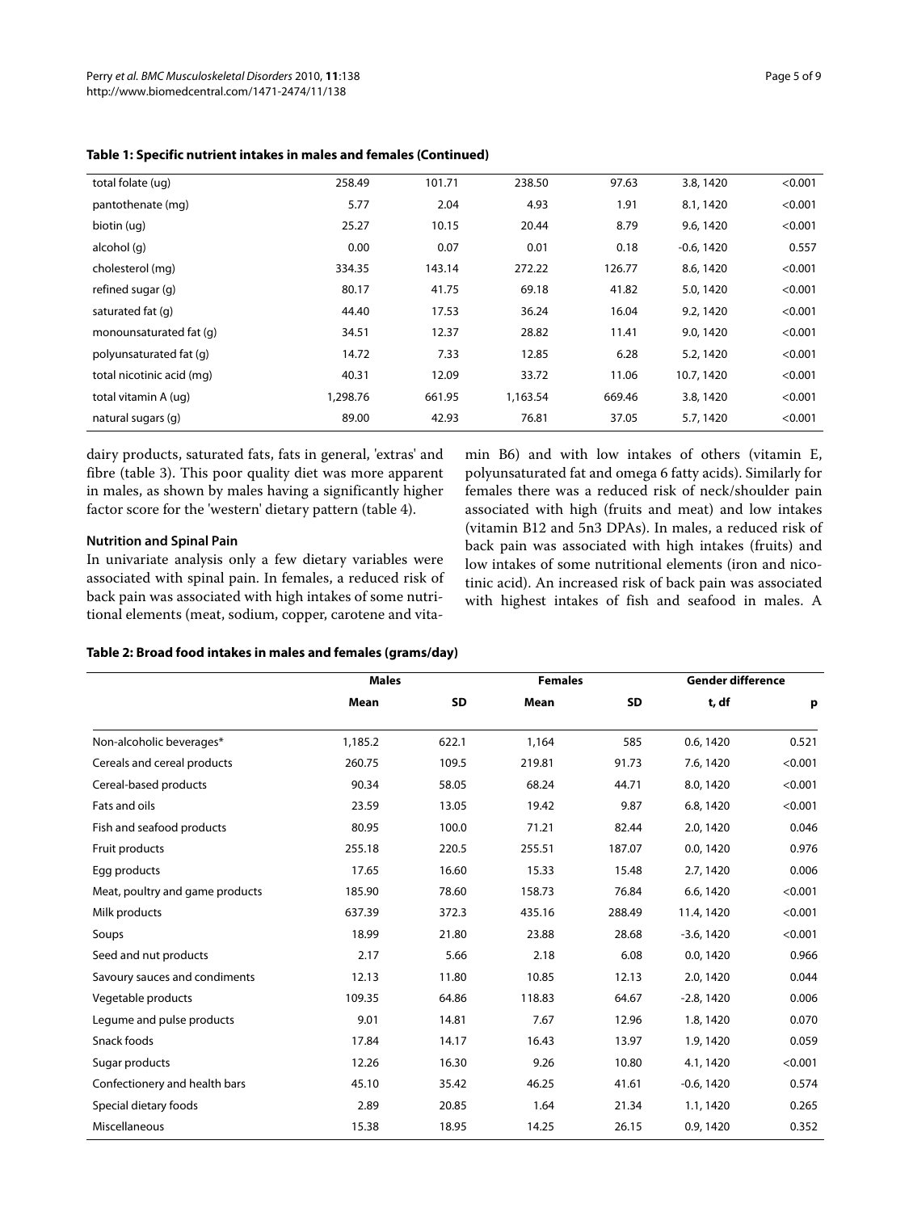**Table 1: Specific nutrient intakes in males and females (Continued)**

| | | | | | | |
|---|---|---|---|---|---|---|
| total folate (ug) | 258.49 | 101.71 | 238.50 | 97.63 | 3.8, 1420 | <0.001 |
| pantothenate (mg) | 5.77 | 2.04 | 4.93 | 1.91 | 8.1, 1420 | <0.001 |
| biotin (ug) | 25.27 | 10.15 | 20.44 | 8.79 | 9.6, 1420 | <0.001 |
| alcohol (g) | 0.00 | 0.07 | 0.01 | 0.18 | -0.6, 1420 | 0.557 |
| cholesterol (mg) | 334.35 | 143.14 | 272.22 | 126.77 | 8.6, 1420 | <0.001 |
| refined sugar (g) | 80.17 | 41.75 | 69.18 | 41.82 | 5.0, 1420 | <0.001 |
| saturated fat (g) | 44.40 | 17.53 | 36.24 | 16.04 | 9.2, 1420 | <0.001 |
| monounsaturated fat (g) | 34.51 | 12.37 | 28.82 | 11.41 | 9.0, 1420 | <0.001 |
| polyunsaturated fat (g) | 14.72 | 7.33 | 12.85 | 6.28 | 5.2, 1420 | <0.001 |
| total nicotinic acid (mg) | 40.31 | 12.09 | 33.72 | 11.06 | 10.7, 1420 | <0.001 |
| total vitamin A (ug) | 1,298.76 | 661.95 | 1,163.54 | 669.46 | 3.8, 1420 | <0.001 |
| natural sugars (g) | 89.00 | 42.93 | 76.81 | 37.05 | 5.7, 1420 | <0.001 |

dairy products, saturated fats, fats in general, 'extras' and fibre (table 3). This poor quality diet was more apparent in males, as shown by males having a significantly higher factor score for the 'western' dietary pattern (table 4).

### Nutrition and Spinal Pain

In univariate analysis only a few dietary variables were associated with spinal pain. In females, a reduced risk of back pain was associated with high intakes of some nutritional elements (meat, sodium, copper, carotene and vitamin B6) and with low intakes of others (vitamin E, polyunsaturated fat and omega 6 fatty acids). Similarly for females there was a reduced risk of neck/shoulder pain associated with high (fruits and meat) and low intakes (vitamin B12 and 5n3 DPAs). In males, a reduced risk of back pain was associated with high intakes (fruits) and low intakes of some nutritional elements (iron and nicotinic acid). An increased risk of back pain was associated with highest intakes of fish and seafood in males. A

**Table 2: Broad food intakes in males and females (grams/day)**

| | Males | | Females | | Gender difference | |
|---|---|---|---|---|---|---|
| | Mean | SD | Mean | SD | t, df | p |
| Non-alcoholic beverages* | 1,185.2 | 622.1 | 1,164 | 585 | 0.6, 1420 | 0.521 |
| Cereals and cereal products | 260.75 | 109.5 | 219.81 | 91.73 | 7.6, 1420 | <0.001 |
| Cereal-based products | 90.34 | 58.05 | 68.24 | 44.71 | 8.0, 1420 | <0.001 |
| Fats and oils | 23.59 | 13.05 | 19.42 | 9.87 | 6.8, 1420 | <0.001 |
| Fish and seafood products | 80.95 | 100.0 | 71.21 | 82.44 | 2.0, 1420 | 0.046 |
| Fruit products | 255.18 | 220.5 | 255.51 | 187.07 | 0.0, 1420 | 0.976 |
| Egg products | 17.65 | 16.60 | 15.33 | 15.48 | 2.7, 1420 | 0.006 |
| Meat, poultry and game products | 185.90 | 78.60 | 158.73 | 76.84 | 6.6, 1420 | <0.001 |
| Milk products | 637.39 | 372.3 | 435.16 | 288.49 | 11.4, 1420 | <0.001 |
| Soups | 18.99 | 21.80 | 23.88 | 28.68 | -3.6, 1420 | <0.001 |
| Seed and nut products | 2.17 | 5.66 | 2.18 | 6.08 | 0.0, 1420 | 0.966 |
| Savoury sauces and condiments | 12.13 | 11.80 | 10.85 | 12.13 | 2.0, 1420 | 0.044 |
| Vegetable products | 109.35 | 64.86 | 118.83 | 64.67 | -2.8, 1420 | 0.006 |
| Legume and pulse products | 9.01 | 14.81 | 7.67 | 12.96 | 1.8, 1420 | 0.070 |
| Snack foods | 17.84 | 14.17 | 16.43 | 13.97 | 1.9, 1420 | 0.059 |
| Sugar products | 12.26 | 16.30 | 9.26 | 10.80 | 4.1, 1420 | <0.001 |
| Confectionery and health bars | 45.10 | 35.42 | 46.25 | 41.61 | -0.6, 1420 | 0.574 |
| Special dietary foods | 2.89 | 20.85 | 1.64 | 21.34 | 1.1, 1420 | 0.265 |
| Miscellaneous | 15.38 | 18.95 | 14.25 | 26.15 | 0.9, 1420 | 0.352 |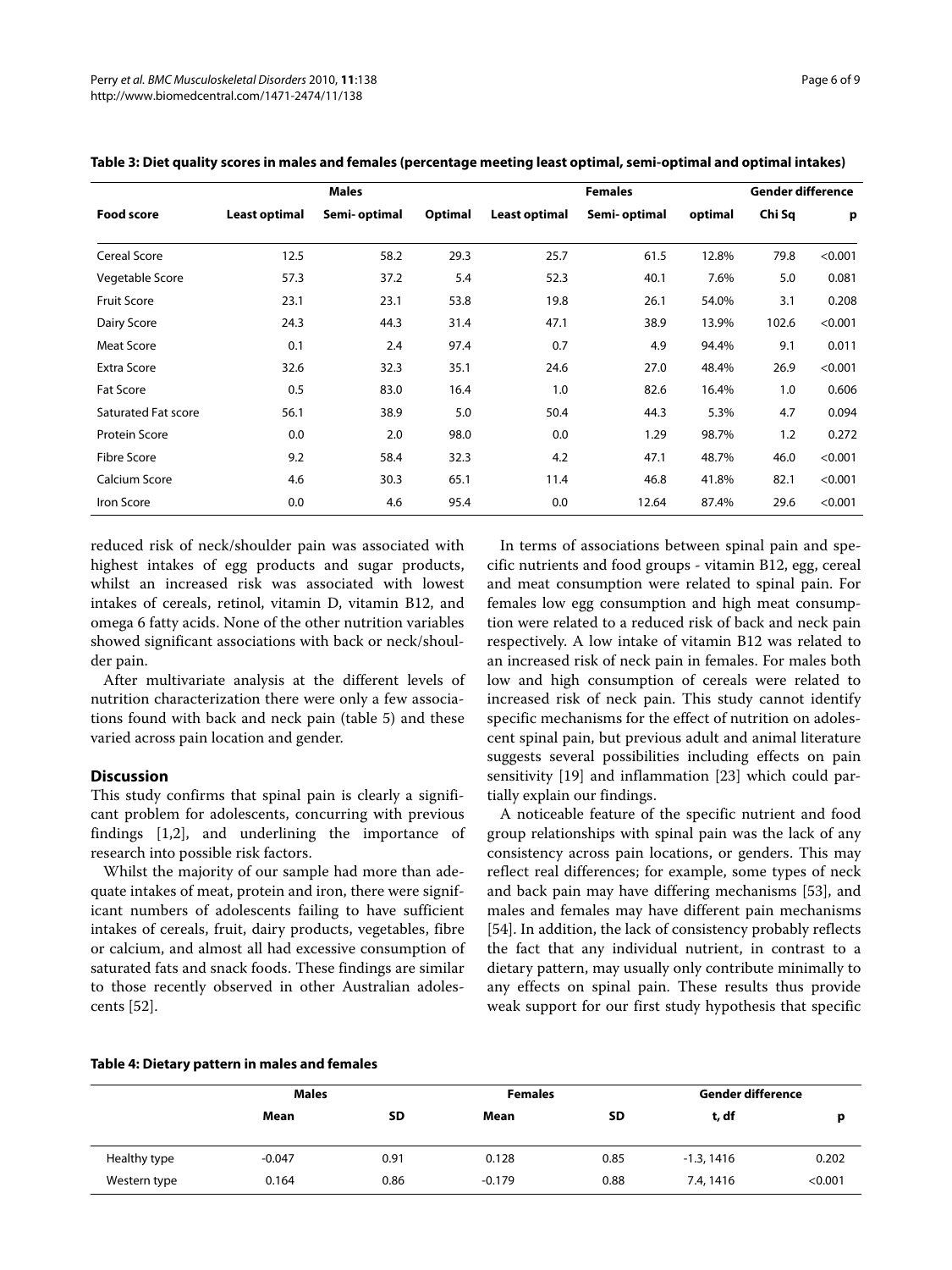**Table 3: Diet quality scores in males and females (percentage meeting least optimal, semi-optimal and optimal intakes)**

| | Males | | | Females | | | Gender difference | |
|---|---|---|---|---|---|---|---|---|
| **Food score** | **Least optimal** | **Semi- optimal** | **Optimal** | **Least optimal** | **Semi- optimal** | **optimal** | **Chi Sq** | **p** |
| Cereal Score | 12.5 | 58.2 | 29.3 | 25.7 | 61.5 | 12.8% | 79.8 | <0.001 |
| Vegetable Score | 57.3 | 37.2 | 5.4 | 52.3 | 40.1 | 7.6% | 5.0 | 0.081 |
| Fruit Score | 23.1 | 23.1 | 53.8 | 19.8 | 26.1 | 54.0% | 3.1 | 0.208 |
| Dairy Score | 24.3 | 44.3 | 31.4 | 47.1 | 38.9 | 13.9% | 102.6 | <0.001 |
| Meat Score | 0.1 | 2.4 | 97.4 | 0.7 | 4.9 | 94.4% | 9.1 | 0.011 |
| Extra Score | 32.6 | 32.3 | 35.1 | 24.6 | 27.0 | 48.4% | 26.9 | <0.001 |
| Fat Score | 0.5 | 83.0 | 16.4 | 1.0 | 82.6 | 16.4% | 1.0 | 0.606 |
| Saturated Fat score | 56.1 | 38.9 | 5.0 | 50.4 | 44.3 | 5.3% | 4.7 | 0.094 |
| Protein Score | 0.0 | 2.0 | 98.0 | 0.0 | 1.29 | 98.7% | 1.2 | 0.272 |
| Fibre Score | 9.2 | 58.4 | 32.3 | 4.2 | 47.1 | 48.7% | 46.0 | <0.001 |
| Calcium Score | 4.6 | 30.3 | 65.1 | 11.4 | 46.8 | 41.8% | 82.1 | <0.001 |
| Iron Score | 0.0 | 4.6 | 95.4 | 0.0 | 12.64 | 87.4% | 29.6 | <0.001 |

reduced risk of neck/shoulder pain was associated with highest intakes of egg products and sugar products, whilst an increased risk was associated with lowest intakes of cereals, retinol, vitamin D, vitamin B12, and omega 6 fatty acids. None of the other nutrition variables showed significant associations with back or neck/shoulder pain.

After multivariate analysis at the different levels of nutrition characterization there were only a few associations found with back and neck pain (table 5) and these varied across pain location and gender.

## Discussion

This study confirms that spinal pain is clearly a significant problem for adolescents, concurring with previous findings [1,2], and underlining the importance of research into possible risk factors.

Whilst the majority of our sample had more than adequate intakes of meat, protein and iron, there were significant numbers of adolescents failing to have sufficient intakes of cereals, fruit, dairy products, vegetables, fibre or calcium, and almost all had excessive consumption of saturated fats and snack foods. These findings are similar to those recently observed in other Australian adolescents [52].

In terms of associations between spinal pain and specific nutrients and food groups - vitamin B12, egg, cereal and meat consumption were related to spinal pain. For females low egg consumption and high meat consumption were related to a reduced risk of back and neck pain respectively. A low intake of vitamin B12 was related to an increased risk of neck pain in females. For males both low and high consumption of cereals were related to increased risk of neck pain. This study cannot identify specific mechanisms for the effect of nutrition on adolescent spinal pain, but previous adult and animal literature suggests several possibilities including effects on pain sensitivity [19] and inflammation [23] which could partially explain our findings.

A noticeable feature of the specific nutrient and food group relationships with spinal pain was the lack of any consistency across pain locations, or genders. This may reflect real differences; for example, some types of neck and back pain may have differing mechanisms [53], and males and females may have different pain mechanisms [54]. In addition, the lack of consistency probably reflects the fact that any individual nutrient, in contrast to a dietary pattern, may usually only contribute minimally to any effects on spinal pain. These results thus provide weak support for our first study hypothesis that specific

**Table 4: Dietary pattern in males and females**

| | Males | | Females | | Gender difference | |
|---|---|---|---|---|---|---|
| | **Mean** | **SD** | **Mean** | **SD** | **t, df** | **p** |
| Healthy type | -0.047 | 0.91 | 0.128 | 0.85 | -1.3, 1416 | 0.202 |
| Western type | 0.164 | 0.86 | -0.179 | 0.88 | 7.4, 1416 | <0.001 |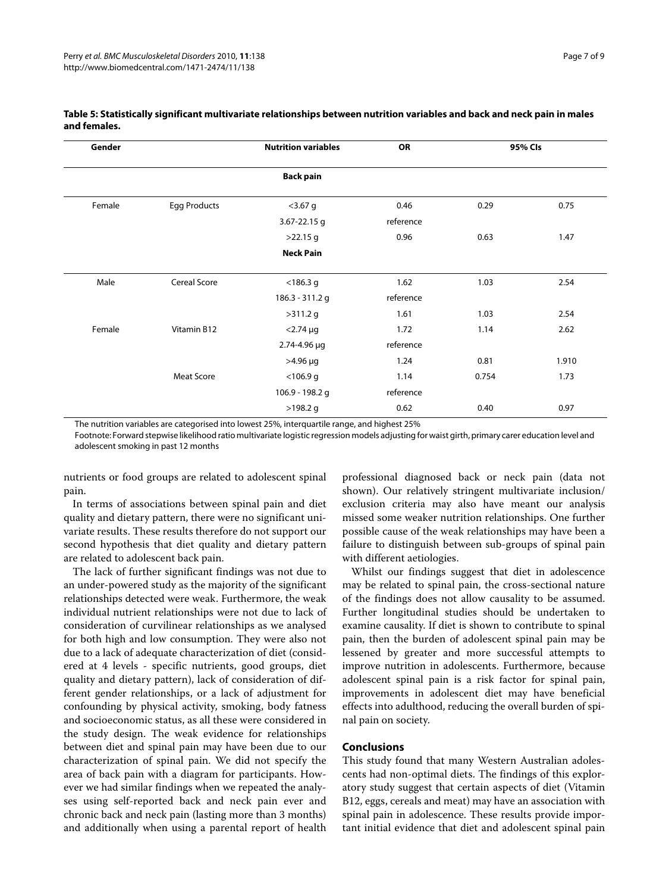**Table 5: Statistically significant multivariate relationships between nutrition variables and back and neck pain in males and females.**

| Gender | | Nutrition variables | OR | 95% CIs | |
|---|---|---|---|---|---|
| | | **Back pain** | | | |
| Female | Egg Products | <3.67 g | 0.46 | 0.29 | 0.75 |
| | | 3.67-22.15 g | reference | | |
| | | >22.15 g | 0.96 | 0.63 | 1.47 |
| | | **Neck Pain** | | | |
| Male | Cereal Score | <186.3 g | 1.62 | 1.03 | 2.54 |
| | | 186.3 - 311.2 g | reference | | |
| | | >311.2 g | 1.61 | 1.03 | 2.54 |
| Female | Vitamin B12 | <2.74 μg | 1.72 | 1.14 | 2.62 |
| | | 2.74-4.96 μg | reference | | |
| | | >4.96 μg | 1.24 | 0.81 | 1.910 |
| | Meat Score | <106.9 g | 1.14 | 0.754 | 1.73 |
| | | 106.9 - 198.2 g | reference | | |
| | | >198.2 g | 0.62 | 0.40 | 0.97 |

The nutrition variables are categorised into lowest 25%, interquartile range, and highest 25%

Footnote: Forward stepwise likelihood ratio multivariate logistic regression models adjusting for waist girth, primary carer education level and adolescent smoking in past 12 months

nutrients or food groups are related to adolescent spinal pain.

In terms of associations between spinal pain and diet quality and dietary pattern, there were no significant univariate results. These results therefore do not support our second hypothesis that diet quality and dietary pattern are related to adolescent back pain.

The lack of further significant findings was not due to an under-powered study as the majority of the significant relationships detected were weak. Furthermore, the weak individual nutrient relationships were not due to lack of consideration of curvilinear relationships as we analysed for both high and low consumption. They were also not due to a lack of adequate characterization of diet (considered at 4 levels - specific nutrients, good groups, diet quality and dietary pattern), lack of consideration of different gender relationships, or a lack of adjustment for confounding by physical activity, smoking, body fatness and socioeconomic status, as all these were considered in the study design. The weak evidence for relationships between diet and spinal pain may have been due to our characterization of spinal pain. We did not specify the area of back pain with a diagram for participants. However we had similar findings when we repeated the analyses using self-reported back and neck pain ever and chronic back and neck pain (lasting more than 3 months) and additionally when using a parental report of health professional diagnosed back or neck pain (data not shown). Our relatively stringent multivariate inclusion/exclusion criteria may also have meant our analysis missed some weaker nutrition relationships. One further possible cause of the weak relationships may have been a failure to distinguish between sub-groups of spinal pain with different aetiologies.

Whilst our findings suggest that diet in adolescence may be related to spinal pain, the cross-sectional nature of the findings does not allow causality to be assumed. Further longitudinal studies should be undertaken to examine causality. If diet is shown to contribute to spinal pain, then the burden of adolescent spinal pain may be lessened by greater and more successful attempts to improve nutrition in adolescents. Furthermore, because adolescent spinal pain is a risk factor for spinal pain, improvements in adolescent diet may have beneficial effects into adulthood, reducing the overall burden of spinal pain on society.

## Conclusions

This study found that many Western Australian adolescents had non-optimal diets. The findings of this exploratory study suggest that certain aspects of diet (Vitamin B12, eggs, cereals and meat) may have an association with spinal pain in adolescence. These results provide important initial evidence that diet and adolescent spinal pain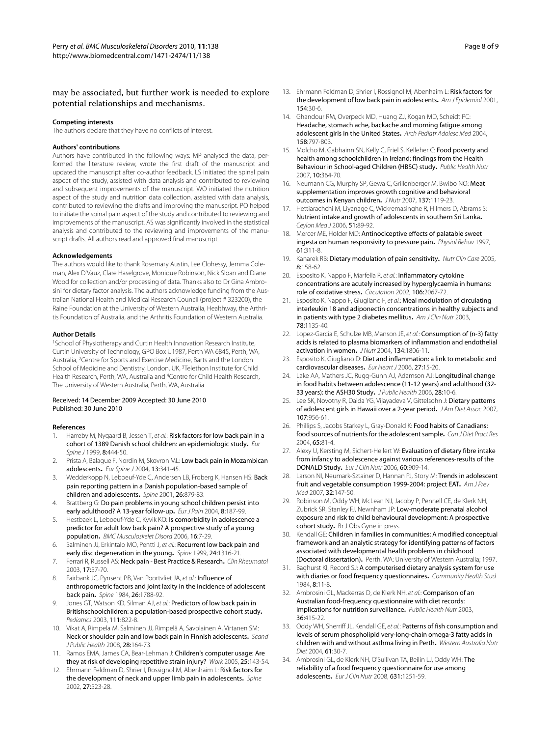may be associated, but further work is needed to explore potential relationships and mechanisms.

#### Competing interests

The authors declare that they have no conflicts of interest.

#### Authors' contributions

Authors have contributed in the following ways: MP analysed the data, performed the literature review, wrote the first draft of the manuscript and updated the manuscript after co-author feedback. LS initiated the spinal pain aspect of the study, assisted with data analysis and contributed to reviewing and subsequent improvements of the manuscript. WO initiated the nutrition aspect of the study and nutrition data collection, assisted with data analysis, contributed to reviewing the drafts and improving the manuscript. PO helped to initiate the spinal pain aspect of the study and contributed to reviewing and improvements of the manuscript. AS was significantly involved in the statistical analysis and contributed to the reviewing and improvements of the manuscript drafts. All authors read and approved final manuscript.

#### Acknowledgements

The authors would like to thank Rosemary Austin, Lee Clohessy, Jemma Coleman, Alex D'Vauz, Clare Haselgrove, Monique Robinson, Nick Sloan and Diane Wood for collection and/or processing of data. Thanks also to Dr Gina Ambrosini for dietary factor analysis. The authors acknowledge funding from the Australian National Health and Medical Research Council (project # 323200), the Raine Foundation at the University of Western Australia, Healthway, the Arthritis Foundation of Australia, and the Arthritis Foundation of Western Australia.

#### Author Details

[1]School of Physiotherapy and Curtin Health Innovation Research Institute, Curtin University of Technology, GPO Box U1987, Perth WA 6845, Perth, WA, Australia, [2]Centre for Sports and Exercise Medicine, Barts and the London School of Medicine and Dentistry, London, UK, [3]Telethon Institute for Child Health Research, Perth, WA, Australia and [4]Centre for Child Health Research, The University of Western Australia, Perth, WA, Australia

Received: 14 December 2009 Accepted: 30 June 2010
Published: 30 June 2010

#### References

1. Harreby M, Nygaard B, Jessen T, *et al.*: **Risk factors for low back pain in a cohort of 1389 Danish school children: an epidemiologic study.** *Eur Spine J* 1999, **8:**444-50.
2. Prista A, Balague F, Nordin M, Skovron ML: **Low back pain in Mozambican adolescents.** *Eur Spine J* 2004, **13:**341-45.
3. Wedderkopp N, Leboeuf-Yde C, Andersen LB, Froberg K, Hansen HS: **Back pain reporting pattern in a Danish population-based sample of children and adolescents.** *Spine* 2001, **26:**879-83.
4. Brattberg G: **Do pain problems in young school children persist into early adulthood? A 13-year follow-up.** *Eur J Pain* 2004, **8:**187-99.
5. Hestbaek L, Leboeuf-Yde C, Kyvik KO: **Is comorbidity in adolescence a predictor for adult low back pain? A prospective study of a young population.** *BMC Musculoskelet Disord* 2006, **16:**7-29.
6. Salminen JJ, Erkintalo MO, Pentti J, *et al.*: **Recurrent low back pain and early disc degeneration in the young.** *Spine* 1999, **24:**1316-21.
7. Ferrari R, Russell AS: **Neck pain - Best Practice & Research.** *Clin Rheumatol* 2003, **17:**57-70.
8. Fairbank JC, Pynsent PB, Van Poortvliet JA, *et al.*: **Influence of anthropometric factors and joint laxity in the incidence of adolescent back pain.** *Spine* 1984, **26:**1788-92.
9. Jones GT, Watson KD, Silman AJ, *et al.*: **Predictors of low back pain in Britishschoolchildren: a population-based prospective cohort study.** *Pediatrics* 2003, **111:**822-8.
10. Vikat A, Rimpela M, Salminen JJ, Rimpelä A, Savolainen A, Virtanen SM: **Neck or shoulder pain and low back pain in Finnish adolescents.** *Scand J Public Health* 2008, **28:**164-73.
11. Ramos EMA, James CA, Bear-Lehman J: **Children's computer usage: Are they at risk of developing repetitive strain injury?** *Work* 2005, **25:**143-54.
12. Ehrmann Feldman D, Shrier I, Rossignol M, Abenhaim L: **Risk factors for the development of neck and upper limb pain in adolescents.** *Spine* 2002, **27:**523-28.
13. Ehrmann Feldman D, Shrier I, Rossignol M, Abenhaim L: **Risk factors for the development of low back pain in adolescents.** *Am J Epidemiol* 2001, **154:**30-6.
14. Ghandour RM, Overpeck MD, Huang ZJ, Kogan MD, Scheidt PC: **Headache, stomach ache, backache and morning fatigue among adolescent girls in the United States.** *Arch Pediatr Adolesc Med* 2004, **158:**797-803.
15. Molcho M, Gabhainn SN, Kelly C, Friel S, Kelleher C: **Food poverty and health among schoolchildren in Ireland: findings from the Health Behaviour in School-aged Children (HBSC) study.** *Public Health Nutr* 2007, **10:**364-70.
16. Neumann CG, Murphy SP, Gewa C, Grillenberger M, Bwibo NO: **Meat supplementation improves growth cognitive and behavioral outcomes in Kenyan children.** *J Nutr* 2007, **137:**1119-23.
17. Hettiarachchi M, Liyanage C, Wickremasinghe R, Hilmers D, Abrams S: **Nutrient intake and growth of adolescents in southern Sri Lanka.** *Ceylon Med J* 2006, **51:**89-92.
18. Mercer ME, Holder MD: **Antinociceptive effects of palatable sweet ingesta on human responsivity to pressure pain.** *Physiol Behav* 1997, **61:**311-8.
19. Kanarek RB: **Dietary modulation of pain sensitivity.** *Nutr Clin Care* 2005, **8:**158-62.
20. Esposito K, Nappo F, Marfella R, *et al.*: **Inflammatory cytokine concentrations are acutely increased by hyperglycaemia in humans: role of oxidative stress.** *Circulation* 2002, **106:**2067-72.
21. Esposito K, Nappo F, Giugliano F, *et al.*: **Meal modulation of circulating interleukin 18 and adiponectin concentrations in healthy subjects and in patients with type 2 diabetes mellitus.** *Am J Clin Nutr* 2003, **78:**1135-40.
22. Lopez-Garcia E, Schulze MB, Manson JE, *et al.*: **Consumption of (n-3) fatty acids is related to plasma biomarkers of inflammation and endothelial activation in women.** *J Nutr* 2004, **134:**1806-11.
23. Esposito K, Giugliano D: **Diet and inflammation: a link to metabolic and cardiovascular diseases.** *Eur Heart J* 2006, **27:**15-20.
24. Lake AA, Mathers JC, Rugg-Gunn AJ, Adamson AJ: **Longitudinal change in food habits between adolescence (11-12 years) and adulthood (32-33 years): the ASH30 Study.** *J Public Health* 2006, **28:**10-6.
25. Lee SK, Novotny R, Daida YG, Vijayadeva V, Gittelsohn J: **Dietary patterns of adolescent girls in Hawaii over a 2-year period.** *J Am Diet Assoc* 2007, **107:**956-61.
26. Phillips S, Jacobs Starkey L, Gray-Donald K: **Food habits of Canadians: food sources of nutrients for the adolescent sample.** *Can J Diet Pract Res* 2004, **65:**81-4.
27. Alexy U, Kersting M, Sichert-Hellert W: **Evaluation of dietary fibre intake from infancy to adolescence against various references-results of the DONALD Study.** *Eur J Clin Nutr* 2006, **60:**909-14.
28. Larson NI, Neumark-Sztainer D, Hannan PJ, Story M: **Trends in adolescent fruit and vegetable consumption 1999-2004: project EAT.** *Am J Prev Med* 2007, **32:**147-50.
29. Robinson M, Oddy WH, McLean NJ, Jacoby P, Pennell CE, de Klerk NH, Zubrick SR, Stanley FJ, Newnham JP: **Low-moderate prenatal alcohol exposure and risk to child behavioural development: A prospective cohort study.** Br J Obs Gyne in press.
30. Kendall GE: **Children in families in communities: A modified conceptual framework and an analytic strategy for identifying patterns of factors associated with developmental health problems in childhood (Doctoral dissertation).** Perth, WA: University of Western Australia; 1997.
31. Baghurst KI, Record SJ: **A computerised dietary analysis system for use with diaries or food frequency questionnaires.** *Community Health Stud* 1984, **8:**11-8.
32. Ambrosini GL, Mackerras D, de Klerk NH, *et al.*: **Comparison of an Australian food-frequency questionnaire with diet records: implications for nutrition surveillance.** *Public Health Nutr* 2003, **36:**415-22.
33. Oddy WH, Sherriff JL, Kendall GE, *et al.*: **Patterns of fish consumption and levels of serum phospholipid very-long-chain omega-3 fatty acids in children with and without asthma living in Perth.** *Western Australia Nutr Diet* 2004, **61:**30-7.
34. Ambrosini GL, de Klerk NH, O'Sullivan TA, Beilin LJ, Oddy WH: **The reliability of a food frequency questionnaire for use among adolescents.** *Eur J Clin Nutr* 2008, **631:**1251-59.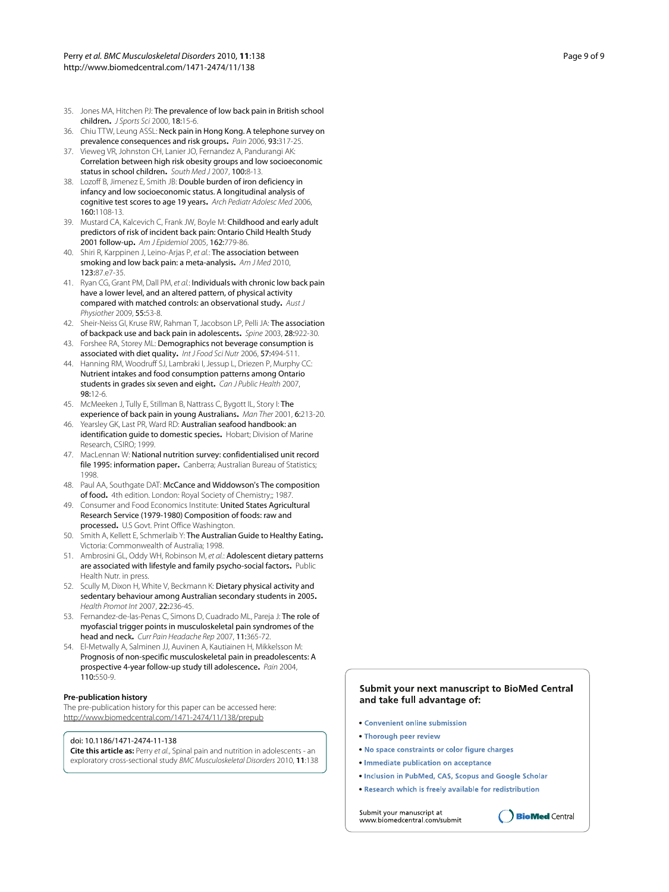35. Jones MA, Hitchen PJ: **The prevalence of low back pain in British school children.** *J Sports Sci* 2000, **18**:15-6.
36. Chiu TTW, Leung ASSL: **Neck pain in Hong Kong. A telephone survey on prevalence consequences and risk groups.** *Pain* 2006, **93**:317-25.
37. Vieweg VR, Johnston CH, Lanier JO, Fernandez A, Pandurangi AK: **Correlation between high risk obesity groups and low socioeconomic status in school children.** *South Med J* 2007, **100**:8-13.
38. Lozoff B, Jimenez E, Smith JB: **Double burden of iron deficiency in infancy and low socioeconomic status. A longitudinal analysis of cognitive test scores to age 19 years.** *Arch Pediatr Adolesc Med* 2006, **160**:1108-13.
39. Mustard CA, Kalcevich C, Frank JW, Boyle M: **Childhood and early adult predictors of risk of incident back pain: Ontario Child Health Study 2001 follow-up.** *Am J Epidemiol* 2005, **162**:779-86.
40. Shiri R, Karppinen J, Leino-Arjas P, *et al.*: **The association between smoking and low back pain: a meta-analysis.** *Am J Med* 2010, **123**:87.e7-35.
41. Ryan CG, Grant PM, Dall PM, *et al.*: **Individuals with chronic low back pain have a lower level, and an altered pattern, of physical activity compared with matched controls: an observational study.** *Aust J Physiother* 2009, **55**:53-8.
42. Sheir-Neiss GI, Kruse RW, Rahman T, Jacobson LP, Pelli JA: **The association of backpack use and back pain in adolescents.** *Spine* 2003, **28**:922-30.
43. Forshee RA, Storey ML: **Demographics not beverage consumption is associated with diet quality.** *Int J Food Sci Nutr* 2006, **57**:494-511.
44. Hanning RM, Woodruff SJ, Lambraki I, Jessup L, Driezen P, Murphy CC: **Nutrient intakes and food consumption patterns among Ontario students in grades six seven and eight.** *Can J Public Health* 2007, **98**:12-6.
45. McMeeken J, Tully E, Stillman B, Nattrass C, Bygott IL, Story I: **The experience of back pain in young Australians.** *Man Ther* 2001, **6**:213-20.
46. Yearsley GK, Last PR, Ward RD: **Australian seafood handbook: an identification guide to domestic species.** Hobart; Division of Marine Research, CSIRO; 1999.
47. MacLennan W: **National nutrition survey: confidentialised unit record file 1995: information paper.** Canberra; Australian Bureau of Statistics; 1998.
48. Paul AA, Southgate DAT: **McCance and Widdowson's The composition of food.** 4th edition. London: Royal Society of Chemistry;; 1987.
49. Consumer and Food Economics Institute: **United States Agricultural Research Service (1979-1980) Composition of foods: raw and processed.** U.S Govt. Print Office Washington.
50. Smith A, Kellett E, Schmerlaib Y: **The Australian Guide to Healthy Eating.** Victoria: Commonwealth of Australia; 1998.
51. Ambrosini GL, Oddy WH, Robinson M, *et al.*: **Adolescent dietary patterns are associated with lifestyle and family psycho-social factors.** Public Health Nutr. in press.
52. Scully M, Dixon H, White V, Beckmann K: **Dietary physical activity and sedentary behaviour among Australian secondary students in 2005.** *Health Promot Int* 2007, **22**:236-45.
53. Fernandez-de-las-Penas C, Simons D, Cuadrado ML, Pareja J: **The role of myofascial trigger points in musculoskeletal pain syndromes of the head and neck.** *Curr Pain Headache Rep* 2007, **11**:365-72.
54. El-Metwally A, Salminen JJ, Auvinen A, Kautiainen H, Mikkelsson M: **Prognosis of non-specific musculoskeletal pain in preadolescents: A prospective 4-year follow-up study till adolescence.** *Pain* 2004, **110**:550-9.

### Pre-publication history

The pre-publication history for this paper can be accessed here:
http://www.biomedcentral.com/1471-2474/11/138/prepub

doi: 10.1186/1471-2474-11-138

**Cite this article as:** Perry *et al.*, Spinal pain and nutrition in adolescents - an exploratory cross-sectional study *BMC Musculoskeletal Disorders* 2010, **11**:138

**Submit your next manuscript to BioMed Central and take full advantage of:**

- **Convenient online submission**
- **Thorough peer review**
- **No space constraints or color figure charges**
- **Immediate publication on acceptance**
- **Inclusion in PubMed, CAS, Scopus and Google Scholar**
- **Research which is freely available for redistribution**

Submit your manuscript at
www.biomedcentral.com/submit

BioMed Central